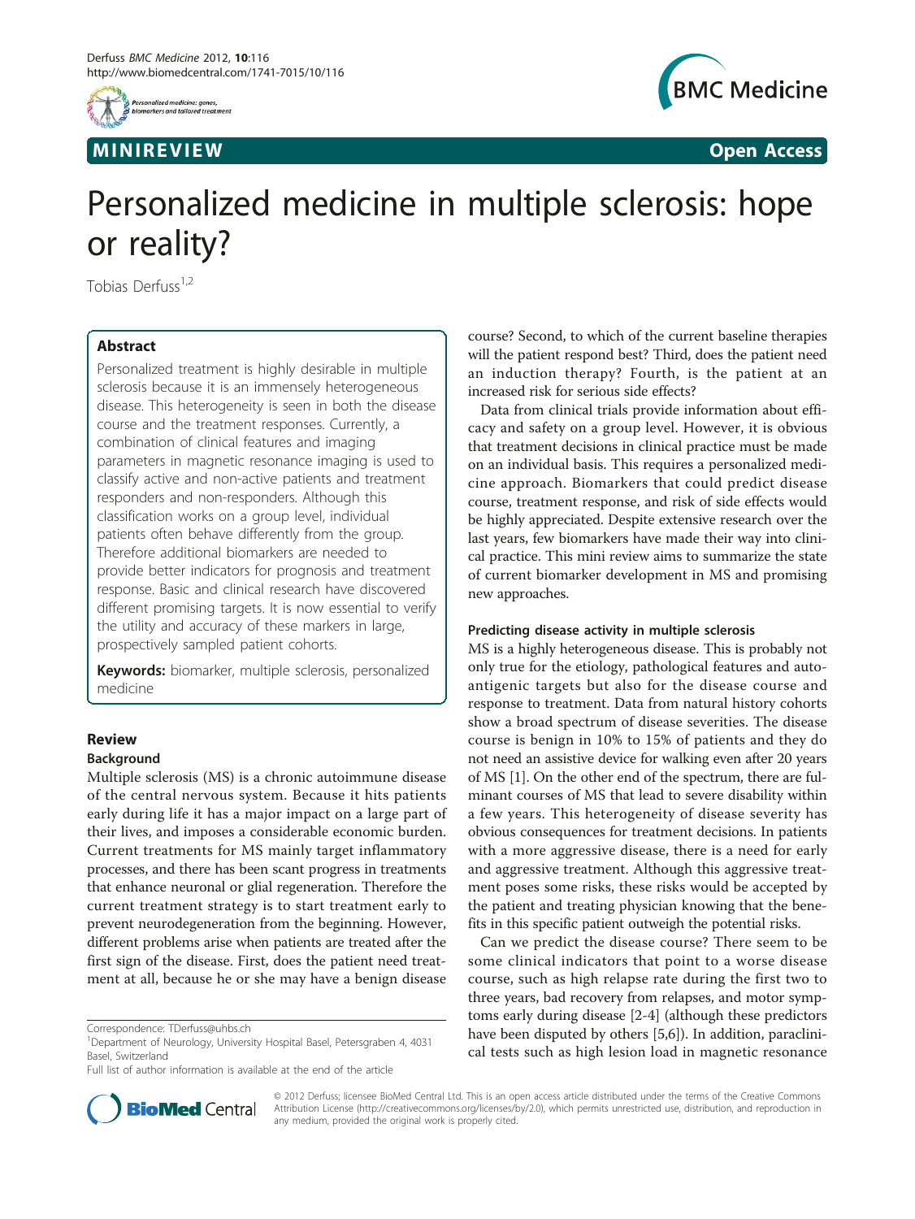MINIREVIEW

Open Access

# Personalized medicine in multiple sclerosis: hope or reality?

Tobias Derfuss[1,2]

## Abstract

Personalized treatment is highly desirable in multiple sclerosis because it is an immensely heterogeneous disease. This heterogeneity is seen in both the disease course and the treatment responses. Currently, a combination of clinical features and imaging parameters in magnetic resonance imaging is used to classify active and non-active patients and treatment responders and non-responders. Although this classification works on a group level, individual patients often behave differently from the group. Therefore additional biomarkers are needed to provide better indicators for prognosis and treatment response. Basic and clinical research have discovered different promising targets. It is now essential to verify the utility and accuracy of these markers in large, prospectively sampled patient cohorts.

**Keywords:** biomarker, multiple sclerosis, personalized medicine

## Review

### Background

Multiple sclerosis (MS) is a chronic autoimmune disease of the central nervous system. Because it hits patients early during life it has a major impact on a large part of their lives, and imposes a considerable economic burden. Current treatments for MS mainly target inflammatory processes, and there has been scant progress in treatments that enhance neuronal or glial regeneration. Therefore the current treatment strategy is to start treatment early to prevent neurodegeneration from the beginning. However, different problems arise when patients are treated after the first sign of the disease. First, does the patient need treatment at all, because he or she may have a benign disease course? Second, to which of the current baseline therapies will the patient respond best? Third, does the patient need an induction therapy? Fourth, is the patient at an increased risk for serious side effects?

Data from clinical trials provide information about efficacy and safety on a group level. However, it is obvious that treatment decisions in clinical practice must be made on an individual basis. This requires a personalized medicine approach. Biomarkers that could predict disease course, treatment response, and risk of side effects would be highly appreciated. Despite extensive research over the last years, few biomarkers have made their way into clinical practice. This mini review aims to summarize the state of current biomarker development in MS and promising new approaches.

### Predicting disease activity in multiple sclerosis

MS is a highly heterogeneous disease. This is probably not only true for the etiology, pathological features and autoantigenic targets but also for the disease course and response to treatment. Data from natural history cohorts show a broad spectrum of disease severities. The disease course is benign in 10% to 15% of patients and they do not need an assistive device for walking even after 20 years of MS [1]. On the other end of the spectrum, there are fulminant courses of MS that lead to severe disability within a few years. This heterogeneity of disease severity has obvious consequences for treatment decisions. In patients with a more aggressive disease, there is a need for early and aggressive treatment. Although this aggressive treatment poses some risks, these risks would be accepted by the patient and treating physician knowing that the benefits in this specific patient outweigh the potential risks.

Can we predict the disease course? There seem to be some clinical indicators that point to a worse disease course, such as high relapse rate during the first two to three years, bad recovery from relapses, and motor symptoms early during disease [2-4] (although these predictors have been disputed by others [5,6]). In addition, paraclinical tests such as high lesion load in magnetic resonance

Correspondence: TDerfuss@uhbs.ch
[1]Department of Neurology, University Hospital Basel, Petersgraben 4, 4031 Basel, Switzerland
Full list of author information is available at the end of the article

© 2012 Derfuss; licensee BioMed Central Ltd. This is an open access article distributed under the terms of the Creative Commons Attribution License (http://creativecommons.org/licenses/by/2.0), which permits unrestricted use, distribution, and reproduction in any medium, provided the original work is properly cited.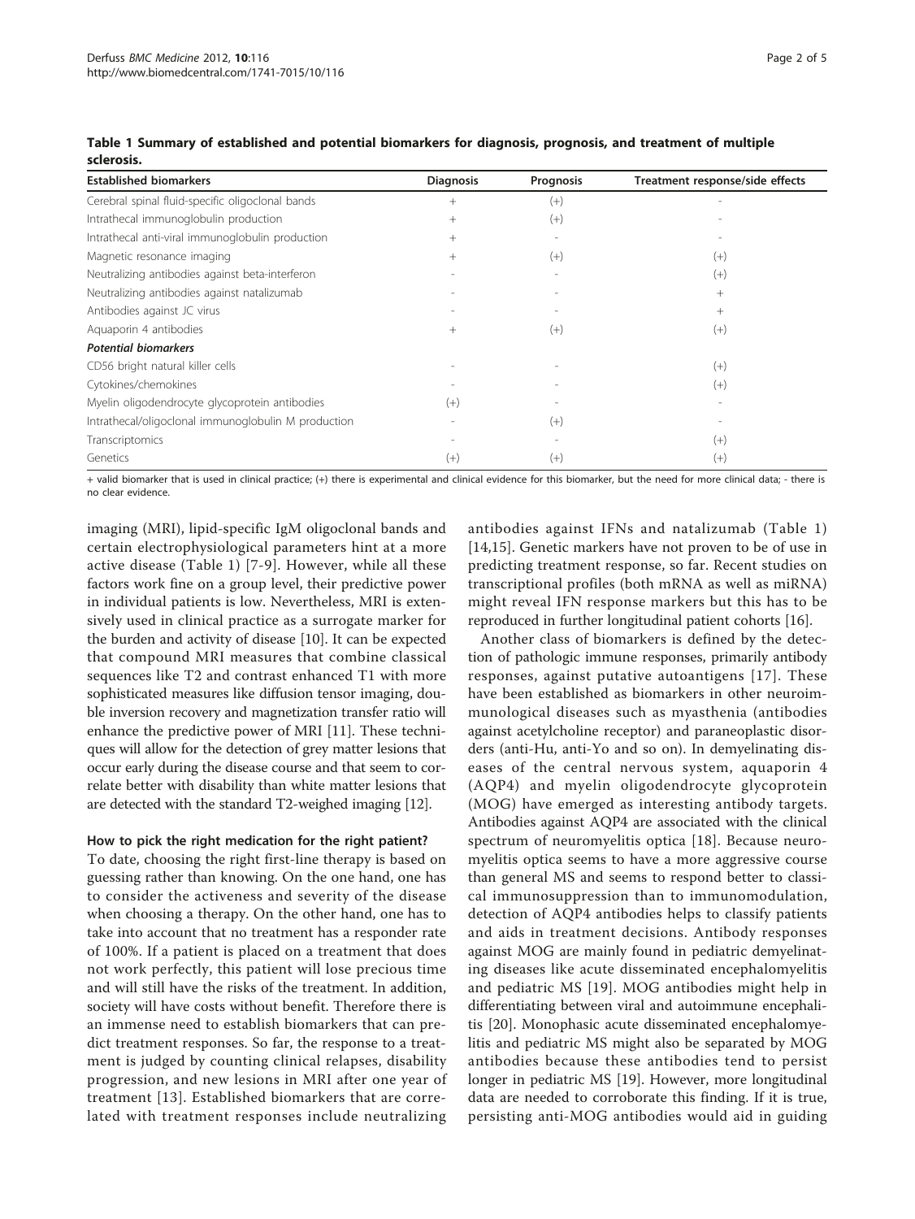**Table 1 Summary of established and potential biomarkers for diagnosis, prognosis, and treatment of multiple sclerosis.**

| Established biomarkers | Diagnosis | Prognosis | Treatment response/side effects |
|---|---|---|---|
| Cerebral spinal fluid-specific oligoclonal bands | + | (+) | - |
| Intrathecal immunoglobulin production | + | (+) | - |
| Intrathecal anti-viral immunoglobulin production | + | - | - |
| Magnetic resonance imaging | + | (+) | (+) |
| Neutralizing antibodies against beta-interferon | - | - | (+) |
| Neutralizing antibodies against natalizumab | - | - | + |
| Antibodies against JC virus | - | - | + |
| Aquaporin 4 antibodies | + | (+) | (+) |
| ***Potential biomarkers*** | | | |
| CD56 bright natural killer cells | - | - | (+) |
| Cytokines/chemokines | - | - | (+) |
| Myelin oligodendrocyte glycoprotein antibodies | (+) | - | - |
| Intrathecal/oligoclonal immunoglobulin M production | - | (+) | - |
| Transcriptomics | - | - | (+) |
| Genetics | (+) | (+) | (+) |

+ valid biomarker that is used in clinical practice; (+) there is experimental and clinical evidence for this biomarker, but the need for more clinical data; - there is no clear evidence.

imaging (MRI), lipid-specific IgM oligoclonal bands and certain electrophysiological parameters hint at a more active disease (Table 1) [7-9]. However, while all these factors work fine on a group level, their predictive power in individual patients is low. Nevertheless, MRI is extensively used in clinical practice as a surrogate marker for the burden and activity of disease [10]. It can be expected that compound MRI measures that combine classical sequences like T2 and contrast enhanced T1 with more sophisticated measures like diffusion tensor imaging, double inversion recovery and magnetization transfer ratio will enhance the predictive power of MRI [11]. These techniques will allow for the detection of grey matter lesions that occur early during the disease course and that seem to correlate better with disability than white matter lesions that are detected with the standard T2-weighed imaging [12].

#### How to pick the right medication for the right patient?

To date, choosing the right first-line therapy is based on guessing rather than knowing. On the one hand, one has to consider the activeness and severity of the disease when choosing a therapy. On the other hand, one has to take into account that no treatment has a responder rate of 100%. If a patient is placed on a treatment that does not work perfectly, this patient will lose precious time and will still have the risks of the treatment. In addition, society will have costs without benefit. Therefore there is an immense need to establish biomarkers that can predict treatment responses. So far, the response to a treatment is judged by counting clinical relapses, disability progression, and new lesions in MRI after one year of treatment [13]. Established biomarkers that are correlated with treatment responses include neutralizing antibodies against IFNs and natalizumab (Table 1) [14,15]. Genetic markers have not proven to be of use in predicting treatment response, so far. Recent studies on transcriptional profiles (both mRNA as well as miRNA) might reveal IFN response markers but this has to be reproduced in further longitudinal patient cohorts [16].

Another class of biomarkers is defined by the detection of pathologic immune responses, primarily antibody responses, against putative autoantigens [17]. These have been established as biomarkers in other neuroimmunological diseases such as myasthenia (antibodies against acetylcholine receptor) and paraneoplastic disorders (anti-Hu, anti-Yo and so on). In demyelinating diseases of the central nervous system, aquaporin 4 (AQP4) and myelin oligodendrocyte glycoprotein (MOG) have emerged as interesting antibody targets. Antibodies against AQP4 are associated with the clinical spectrum of neuromyelitis optica [18]. Because neuromyelitis optica seems to have a more aggressive course than general MS and seems to respond better to classical immunosuppression than to immunomodulation, detection of AQP4 antibodies helps to classify patients and aids in treatment decisions. Antibody responses against MOG are mainly found in pediatric demyelinating diseases like acute disseminated encephalomyelitis and pediatric MS [19]. MOG antibodies might help in differentiating between viral and autoimmune encephalitis [20]. Monophasic acute disseminated encephalomyelitis and pediatric MS might also be separated by MOG antibodies because these antibodies tend to persist longer in pediatric MS [19]. However, more longitudinal data are needed to corroborate this finding. If it is true, persisting anti-MOG antibodies would aid in guiding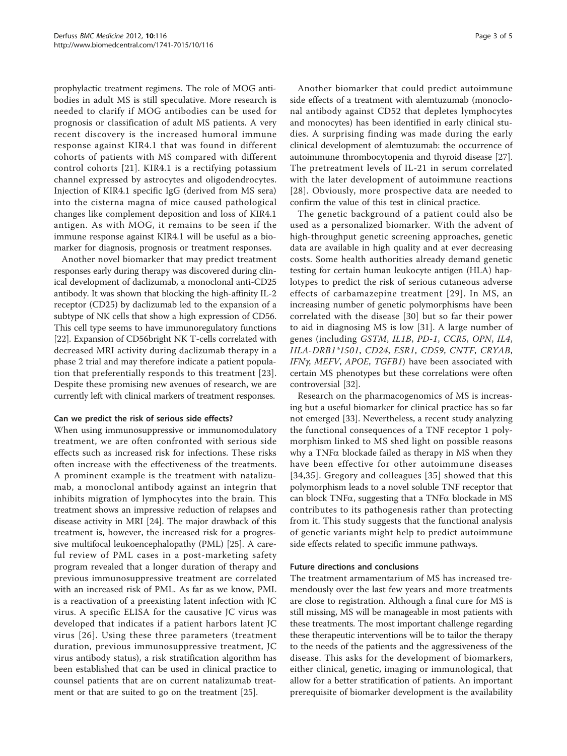prophylactic treatment regimens. The role of MOG antibodies in adult MS is still speculative. More research is needed to clarify if MOG antibodies can be used for prognosis or classification of adult MS patients. A very recent discovery is the increased humoral immune response against KIR4.1 that was found in different cohorts of patients with MS compared with different control cohorts [21]. KIR4.1 is a rectifying potassium channel expressed by astrocytes and oligodendrocytes. Injection of KIR4.1 specific IgG (derived from MS sera) into the cisterna magna of mice caused pathological changes like complement deposition and loss of KIR4.1 antigen. As with MOG, it remains to be seen if the immune response against KIR4.1 will be useful as a biomarker for diagnosis, prognosis or treatment responses.

Another novel biomarker that may predict treatment responses early during therapy was discovered during clinical development of daclizumab, a monoclonal anti-CD25 antibody. It was shown that blocking the high-affinity IL-2 receptor (CD25) by daclizumab led to the expansion of a subtype of NK cells that show a high expression of CD56. This cell type seems to have immunoregulatory functions [22]. Expansion of CD56bright NK T-cells correlated with decreased MRI activity during daclizumab therapy in a phase 2 trial and may therefore indicate a patient population that preferentially responds to this treatment [23]. Despite these promising new avenues of research, we are currently left with clinical markers of treatment responses.

#### Can we predict the risk of serious side effects?

When using immunosuppressive or immunomodulatory treatment, we are often confronted with serious side effects such as increased risk for infections. These risks often increase with the effectiveness of the treatments. A prominent example is the treatment with natalizumab, a monoclonal antibody against an integrin that inhibits migration of lymphocytes into the brain. This treatment shows an impressive reduction of relapses and disease activity in MRI [24]. The major drawback of this treatment is, however, the increased risk for a progressive multifocal leukoencephalopathy (PML) [25]. A careful review of PML cases in a post-marketing safety program revealed that a longer duration of therapy and previous immunosuppressive treatment are correlated with an increased risk of PML. As far as we know, PML is a reactivation of a preexisting latent infection with JC virus. A specific ELISA for the causative JC virus was developed that indicates if a patient harbors latent JC virus [26]. Using these three parameters (treatment duration, previous immunosuppressive treatment, JC virus antibody status), a risk stratification algorithm has been established that can be used in clinical practice to counsel patients that are on current natalizumab treatment or that are suited to go on the treatment [25].

Another biomarker that could predict autoimmune side effects of a treatment with alemtuzumab (monoclonal antibody against CD52 that depletes lymphocytes and monocytes) has been identified in early clinical studies. A surprising finding was made during the early clinical development of alemtuzumab: the occurrence of autoimmune thrombocytopenia and thyroid disease [27]. The pretreatment levels of IL-21 in serum correlated with the later development of autoimmune reactions [28]. Obviously, more prospective data are needed to confirm the value of this test in clinical practice.

The genetic background of a patient could also be used as a personalized biomarker. With the advent of high-throughput genetic screening approaches, genetic data are available in high quality and at ever decreasing costs. Some health authorities already demand genetic testing for certain human leukocyte antigen (HLA) haplotypes to predict the risk of serious cutaneous adverse effects of carbamazepine treatment [29]. In MS, an increasing number of genetic polymorphisms have been correlated with the disease [30] but so far their power to aid in diagnosing MS is low [31]. A large number of genes (including *GSTM*, *IL1B*, *PD-1*, *CCR5*, *OPN*, *IL4*, *HLA-DRB1*1501*, *CD24*, *ESR1*, *CD59*, *CNTF*, *CRYAB*, *IFNγ*, *MEFV*, *APOE*, *TGFB1*) have been associated with certain MS phenotypes but these correlations were often controversial [32].

Research on the pharmacogenomics of MS is increasing but a useful biomarker for clinical practice has so far not emerged [33]. Nevertheless, a recent study analyzing the functional consequences of a TNF receptor 1 polymorphism linked to MS shed light on possible reasons why a TNFα blockade failed as therapy in MS when they have been effective for other autoimmune diseases [34,35]. Gregory and colleagues [35] showed that this polymorphism leads to a novel soluble TNF receptor that can block TNFα, suggesting that a TNFα blockade in MS contributes to its pathogenesis rather than protecting from it. This study suggests that the functional analysis of genetic variants might help to predict autoimmune side effects related to specific immune pathways.

#### Future directions and conclusions

The treatment armamentarium of MS has increased tremendously over the last few years and more treatments are close to registration. Although a final cure for MS is still missing, MS will be manageable in most patients with these treatments. The most important challenge regarding these therapeutic interventions will be to tailor the therapy to the needs of the patients and the aggressiveness of the disease. This asks for the development of biomarkers, either clinical, genetic, imaging or immunological, that allow for a better stratification of patients. An important prerequisite of biomarker development is the availability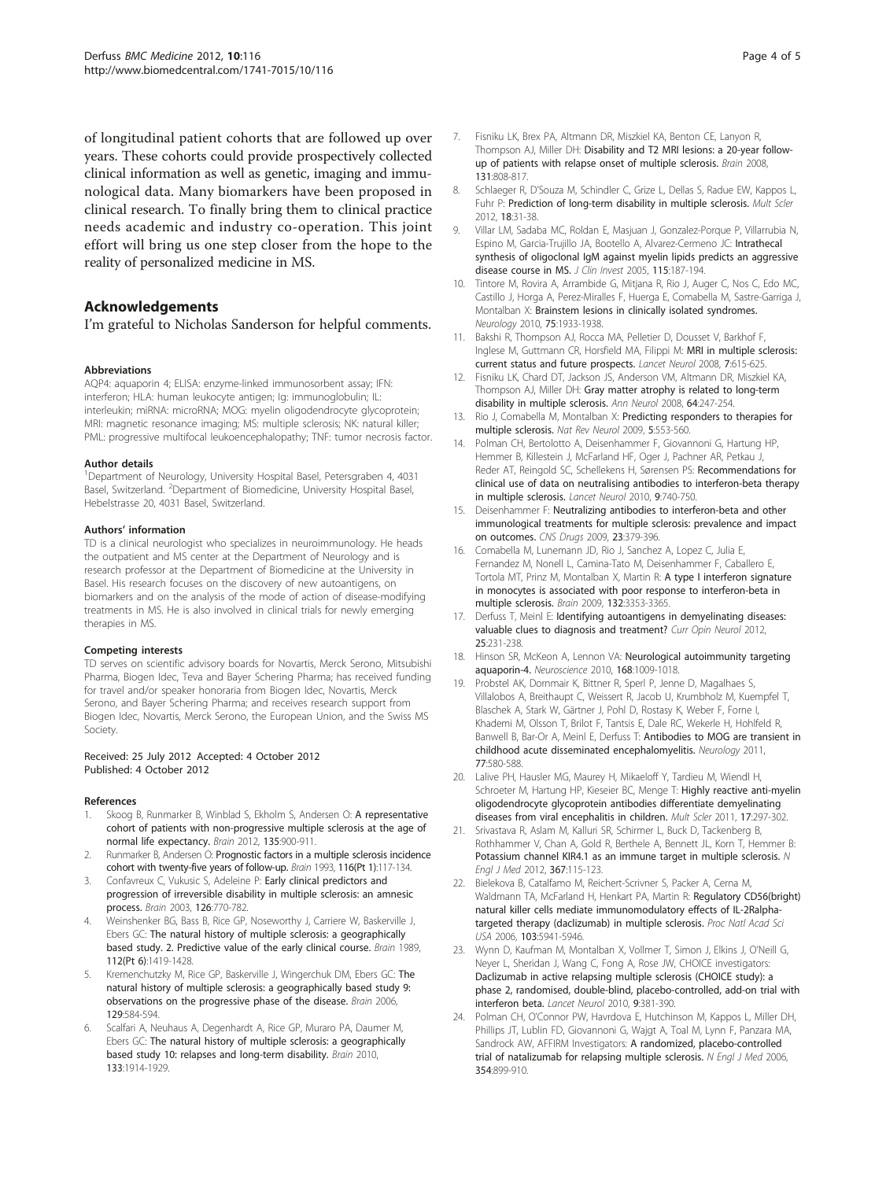of longitudinal patient cohorts that are followed up over years. These cohorts could provide prospectively collected clinical information as well as genetic, imaging and immunological data. Many biomarkers have been proposed in clinical research. To finally bring them to clinical practice needs academic and industry co-operation. This joint effort will bring us one step closer from the hope to the reality of personalized medicine in MS.

## Acknowledgements

I'm grateful to Nicholas Sanderson for helpful comments.

#### Abbreviations

AQP4: aquaporin 4; ELISA: enzyme-linked immunosorbent assay; IFN: interferon; HLA: human leukocyte antigen; Ig: immunoglobulin; IL: interleukin; miRNA: microRNA; MOG: myelin oligodendrocyte glycoprotein; MRI: magnetic resonance imaging; MS: multiple sclerosis; NK: natural killer; PML: progressive multifocal leukoencephalopathy; TNF: tumor necrosis factor.

#### Author details

[1]Department of Neurology, University Hospital Basel, Petersgraben 4, 4031 Basel, Switzerland. [2]Department of Biomedicine, University Hospital Basel, Hebelstrasse 20, 4031 Basel, Switzerland.

#### Authors' information

TD is a clinical neurologist who specializes in neuroimmunology. He heads the outpatient and MS center at the Department of Neurology and is research professor at the Department of Biomedicine at the University in Basel. His research focuses on the discovery of new autoantigens, on biomarkers and on the analysis of the mode of action of disease-modifying treatments in MS. He is also involved in clinical trials for newly emerging therapies in MS.

#### Competing interests

TD serves on scientific advisory boards for Novartis, Merck Serono, Mitsubishi Pharma, Biogen Idec, Teva and Bayer Schering Pharma; has received funding for travel and/or speaker honoraria from Biogen Idec, Novartis, Merck Serono, and Bayer Schering Pharma; and receives research support from Biogen Idec, Novartis, Merck Serono, the European Union, and the Swiss MS Society.

Received: 25 July 2012 Accepted: 4 October 2012
Published: 4 October 2012

#### References

1. Skoog B, Runmarker B, Winblad S, Ekholm S, Andersen O: **A representative cohort of patients with non-progressive multiple sclerosis at the age of normal life expectancy.** *Brain* 2012, **135**:900-911.
2. Runmarker B, Andersen O: **Prognostic factors in a multiple sclerosis incidence cohort with twenty-five years of follow-up.** *Brain* 1993, **116**(Pt 1):117-134.
3. Confavreux C, Vukusic S, Adeleine P: **Early clinical predictors and progression of irreversible disability in multiple sclerosis: an amnesic process.** *Brain* 2003, **126**:770-782.
4. Weinshenker BG, Bass B, Rice GP, Noseworthy J, Carriere W, Baskerville J, Ebers GC: **The natural history of multiple sclerosis: a geographically based study. 2. Predictive value of the early clinical course.** *Brain* 1989, **112**(Pt 6):1419-1428.
5. Kremenchutzky M, Rice GP, Baskerville J, Wingerchuk DM, Ebers GC: **The natural history of multiple sclerosis: a geographically based study 9: observations on the progressive phase of the disease.** *Brain* 2006, **129**:584-594.
6. Scalfari A, Neuhaus A, Degenhardt A, Rice GP, Muraro PA, Daumer M, Ebers GC: **The natural history of multiple sclerosis: a geographically based study 10: relapses and long-term disability.** *Brain* 2010, **133**:1914-1929.
7. Fisniku LK, Brex PA, Altmann DR, Miszkiel KA, Benton CE, Lanyon R, Thompson AJ, Miller DH: **Disability and T2 MRI lesions: a 20-year follow-up of patients with relapse onset of multiple sclerosis.** *Brain* 2008, **131**:808-817.
8. Schlaeger R, D'Souza M, Schindler C, Grize L, Dellas S, Radue EW, Kappos L, Fuhr P: **Prediction of long-term disability in multiple sclerosis.** *Mult Scler* 2012, **18**:31-38.
9. Villar LM, Sadaba MC, Roldan E, Masjuan J, Gonzalez-Porque P, Villarrubia N, Espino M, Garcia-Trujillo JA, Bootello A, Alvarez-Cermeno JC: **Intrathecal synthesis of oligoclonal IgM against myelin lipids predicts an aggressive disease course in MS.** *J Clin Invest* 2005, **115**:187-194.
10. Tintore M, Rovira A, Arrambide G, Mitjana R, Rio J, Auger C, Nos C, Edo MC, Castillo J, Horga A, Perez-Miralles F, Huerga E, Comabella M, Sastre-Garriga J, Montalban X: **Brainstem lesions in clinically isolated syndromes.** *Neurology* 2010, **75**:1933-1938.
11. Bakshi R, Thompson AJ, Rocca MA, Pelletier D, Dousset V, Barkhof F, Inglese M, Guttmann CR, Horsfield MA, Filippi M: **MRI in multiple sclerosis: current status and future prospects.** *Lancet Neurol* 2008, **7**:615-625.
12. Fisniku LK, Chard DT, Jackson JS, Anderson VM, Altmann DR, Miszkiel KA, Thompson AJ, Miller DH: **Gray matter atrophy is related to long-term disability in multiple sclerosis.** *Ann Neurol* 2008, **64**:247-254.
13. Rio J, Comabella M, Montalban X: **Predicting responders to therapies for multiple sclerosis.** *Nat Rev Neurol* 2009, **5**:553-560.
14. Polman CH, Bertolotto A, Deisenhammer F, Giovannoni G, Hartung HP, Hemmer B, Killestein J, McFarland HF, Oger J, Pachner AR, Petkau J, Reder AT, Reingold SC, Schellekens H, Sørensen PS: **Recommendations for clinical use of data on neutralising antibodies to interferon-beta therapy in multiple sclerosis.** *Lancet Neurol* 2010, **9**:740-750.
15. Deisenhammer F: **Neutralizing antibodies to interferon-beta and other immunological treatments for multiple sclerosis: prevalence and impact on outcomes.** *CNS Drugs* 2009, **23**:379-396.
16. Comabella M, Lunemann JD, Rio J, Sanchez A, Lopez C, Julia E, Fernandez M, Nonell L, Camina-Tato M, Deisenhammer F, Caballero E, Tortola MT, Prinz M, Montalban X, Martin R: **A type I interferon signature in monocytes is associated with poor response to interferon-beta in multiple sclerosis.** *Brain* 2009, **132**:3353-3365.
17. Derfuss T, Meinl E: **Identifying autoantigens in demyelinating diseases: valuable clues to diagnosis and treatment?** *Curr Opin Neurol* 2012, **25**:231-238.
18. Hinson SR, McKeon A, Lennon VA: **Neurological autoimmunity targeting aquaporin-4.** *Neuroscience* 2010, **168**:1009-1018.
19. Probstel AK, Dornmair K, Bittner R, Sperl P, Jenne D, Magalhaes S, Villalobos A, Breithaupt C, Weissert R, Jacob U, Krumbholz M, Kuempfel T, Blaschek A, Stark W, Gärtner J, Pohl D, Rostasy K, Weber F, Forne I, Khademi M, Olsson T, Brilot F, Tantsis E, Dale RC, Wekerle H, Hohlfeld R, Banwell B, Bar-Or A, Meinl E, Derfuss T: **Antibodies to MOG are transient in childhood acute disseminated encephalomyelitis.** *Neurology* 2011, **77**:580-588.
20. Lalive PH, Hausler MG, Maurey H, Mikaeloff Y, Tardieu M, Wiendl H, Schroeter M, Hartung HP, Kieseier BC, Menge T: **Highly reactive anti-myelin oligodendrocyte glycoprotein antibodies differentiate demyelinating diseases from viral encephalitis in children.** *Mult Scler* 2011, **17**:297-302.
21. Srivastava R, Aslam M, Kalluri SR, Schirmer L, Buck D, Tackenberg B, Rothhammer V, Chan A, Gold R, Berthele A, Bennett JL, Korn T, Hemmer B: **Potassium channel KIR4.1 as an immune target in multiple sclerosis.** *N Engl J Med* 2012, **367**:115-123.
22. Bielekova B, Catalfamo M, Reichert-Scrivner S, Packer A, Cerna M, Waldmann TA, McFarland H, Henkart PA, Martin R: **Regulatory CD56(bright) natural killer cells mediate immunomodulatory effects of IL-2Ralpha-targeted therapy (daclizumab) in multiple sclerosis.** *Proc Natl Acad Sci USA* 2006, **103**:5941-5946.
23. Wynn D, Kaufman M, Montalban X, Vollmer T, Simon J, Elkins J, O'Neill G, Neyer L, Sheridan J, Wang C, Fong A, Rose JW, CHOICE investigators: **Daclizumab in active relapsing multiple sclerosis (CHOICE study): a phase 2, randomised, double-blind, placebo-controlled, add-on trial with interferon beta.** *Lancet Neurol* 2010, **9**:381-390.
24. Polman CH, O'Connor PW, Havrdova E, Hutchinson M, Kappos L, Miller DH, Phillips JT, Lublin FD, Giovannoni G, Wajgt A, Toal M, Lynn F, Panzara MA, Sandrock AW, AFFIRM Investigators: **A randomized, placebo-controlled trial of natalizumab for relapsing multiple sclerosis.** *N Engl J Med* 2006, **354**:899-910.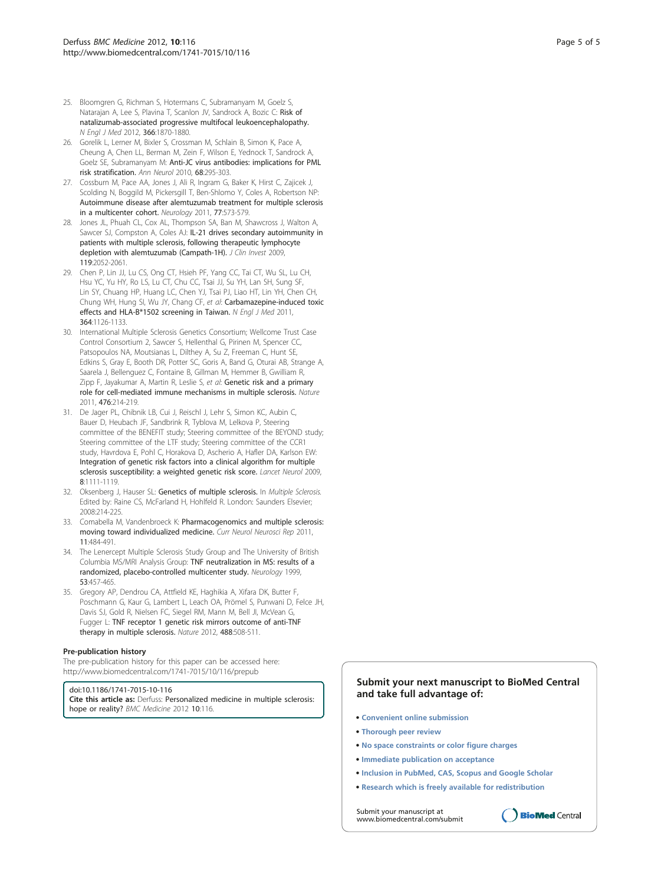25. Bloomgren G, Richman S, Hotermans C, Subramanyam M, Goelz S, Natarajan A, Lee S, Plavina T, Scanlon JV, Sandrock A, Bozic C: **Risk of natalizumab-associated progressive multifocal leukoencephalopathy.** *N Engl J Med* 2012, **366**:1870-1880.
26. Gorelik L, Lerner M, Bixler S, Crossman M, Schlain B, Simon K, Pace A, Cheung A, Chen LL, Berman M, Zein F, Wilson E, Yednock T, Sandrock A, Goelz SE, Subramanyam M: **Anti-JC virus antibodies: implications for PML risk stratification.** *Ann Neurol* 2010, **68**:295-303.
27. Cossburn M, Pace AA, Jones J, Ali R, Ingram G, Baker K, Hirst C, Zajicek J, Scolding N, Boggild M, Pickersgill T, Ben-Shlomo Y, Coles A, Robertson NP: **Autoimmune disease after alemtuzumab treatment for multiple sclerosis in a multicenter cohort.** *Neurology* 2011, **77**:573-579.
28. Jones JL, Phuah CL, Cox AL, Thompson SA, Ban M, Shawcross J, Walton A, Sawcer SJ, Compston A, Coles AJ: **IL-21 drives secondary autoimmunity in patients with multiple sclerosis, following therapeutic lymphocyte depletion with alemtuzumab (Campath-1H).** *J Clin Invest* 2009, **119**:2052-2061.
29. Chen P, Lin JJ, Lu CS, Ong CT, Hsieh PF, Yang CC, Tai CT, Wu SL, Lu CH, Hsu YC, Yu HY, Ro LS, Lu CT, Chu CC, Tsai JJ, Su YH, Lan SH, Sung SF, Lin SY, Chuang HP, Huang LC, Chen YJ, Tsai PJ, Liao HT, Lin YH, Chen CH, Chung WH, Hung SI, Wu JY, Chang CF, *et al*: **Carbamazepine-induced toxic effects and HLA-B*1502 screening in Taiwan.** *N Engl J Med* 2011, **364**:1126-1133.
30. International Multiple Sclerosis Genetics Consortium; Wellcome Trust Case Control Consortium 2, Sawcer S, Hellenthal G, Pirinen M, Spencer CC, Patsopoulos NA, Moutsianas L, Dilthey A, Su Z, Freeman C, Hunt SE, Edkins S, Gray E, Booth DR, Potter SC, Goris A, Band G, Oturai AB, Strange A, Saarela J, Bellenguez C, Fontaine B, Gillman M, Hemmer B, Gwilliam R, Zipp F, Jayakumar A, Martin R, Leslie S, *et al*: **Genetic risk and a primary role for cell-mediated immune mechanisms in multiple sclerosis.** *Nature* 2011, **476**:214-219.
31. De Jager PL, Chibnik LB, Cui J, Reischl J, Lehr S, Simon KC, Aubin C, Bauer D, Heubach JF, Sandbrink R, Tyblova M, Lelkova P, Steering committee of the BENEFIT study; Steering committee of the BEYOND study; Steering committee of the LTF study; Steering committee of the CCR1 study, Havrdova E, Pohl C, Horakova D, Ascherio A, Hafler DA, Karlson EW: **Integration of genetic risk factors into a clinical algorithm for multiple sclerosis susceptibility: a weighted genetic risk score.** *Lancet Neurol* 2009, **8**:1111-1119.
32. Oksenberg J, Hauser SL: **Genetics of multiple sclerosis.** In *Multiple Sclerosis.* Edited by: Raine CS, McFarland H, Hohlfeld R. London: Saunders Elsevier; 2008:214-225.
33. Comabella M, Vandenbroeck K: **Pharmacogenomics and multiple sclerosis: moving toward individualized medicine.** *Curr Neurol Neurosci Rep* 2011, **11**:484-491.
34. The Lenercept Multiple Sclerosis Study Group and The University of British Columbia MS/MRI Analysis Group: **TNF neutralization in MS: results of a randomized, placebo-controlled multicenter study.** *Neurology* 1999, **53**:457-465.
35. Gregory AP, Dendrou CA, Attfield KE, Haghikia A, Xifara DK, Butter F, Poschmann G, Kaur G, Lambert L, Leach OA, Prömel S, Punwani D, Felce JH, Davis SJ, Gold R, Nielsen FC, Siegel RM, Mann M, Bell JI, McVean G, Fugger L: **TNF receptor 1 genetic risk mirrors outcome of anti-TNF therapy in multiple sclerosis.** *Nature* 2012, **488**:508-511.

### Pre-publication history

The pre-publication history for this paper can be accessed here:
http://www.biomedcentral.com/1741-7015/10/116/prepub

doi:10.1186/1741-7015-10-116
**Cite this article as:** Derfuss: Personalized medicine in multiple sclerosis: hope or reality? *BMC Medicine* 2012 **10**:116.

**Submit your next manuscript to BioMed Central and take full advantage of:**

- **Convenient online submission**
- **Thorough peer review**
- **No space constraints or color figure charges**
- **Immediate publication on acceptance**
- **Inclusion in PubMed, CAS, Scopus and Google Scholar**
- **Research which is freely available for redistribution**

Submit your manuscript at
www.biomedcentral.com/submit

BioMed Central